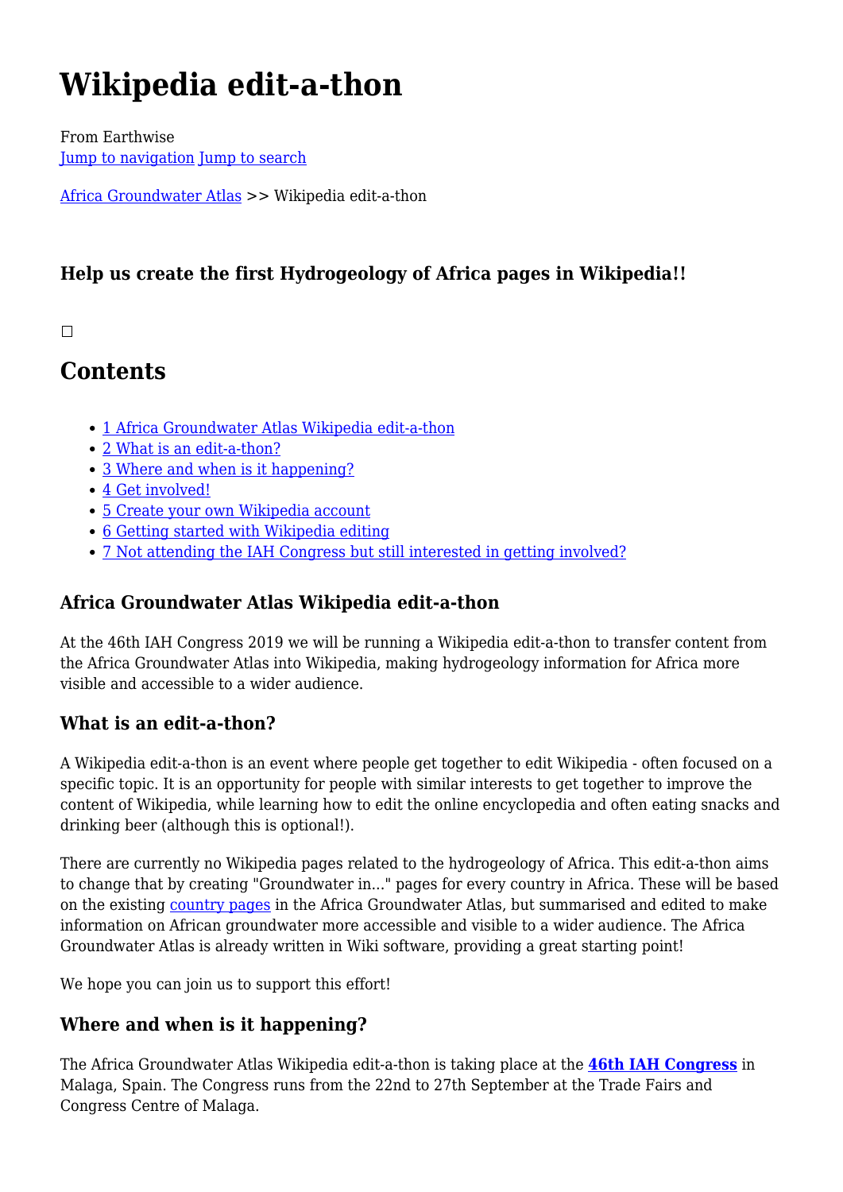# Wikipedia edit-a-thon

From Earthwise
Jump to navigation Jump to search

Africa Groundwater Atlas >> Wikipedia edit-a-thon

### Help us create the first Hydrogeology of Africa pages in Wikipedia!!

## Contents

- 1 Africa Groundwater Atlas Wikipedia edit-a-thon
- 2 What is an edit-a-thon?
- 3 Where and when is it happening?
- 4 Get involved!
- 5 Create your own Wikipedia account
- 6 Getting started with Wikipedia editing
- 7 Not attending the IAH Congress but still interested in getting involved?

### Africa Groundwater Atlas Wikipedia edit-a-thon

At the 46th IAH Congress 2019 we will be running a Wikipedia edit-a-thon to transfer content from the Africa Groundwater Atlas into Wikipedia, making hydrogeology information for Africa more visible and accessible to a wider audience.

### What is an edit-a-thon?

A Wikipedia edit-a-thon is an event where people get together to edit Wikipedia - often focused on a specific topic. It is an opportunity for people with similar interests to get together to improve the content of Wikipedia, while learning how to edit the online encyclopedia and often eating snacks and drinking beer (although this is optional!).

There are currently no Wikipedia pages related to the hydrogeology of Africa. This edit-a-thon aims to change that by creating "Groundwater in..." pages for every country in Africa. These will be based on the existing country pages in the Africa Groundwater Atlas, but summarised and edited to make information on African groundwater more accessible and visible to a wider audience. The Africa Groundwater Atlas is already written in Wiki software, providing a great starting point!

We hope you can join us to support this effort!

### Where and when is it happening?

The Africa Groundwater Atlas Wikipedia edit-a-thon is taking place at the **46th IAH Congress** in Malaga, Spain. The Congress runs from the 22nd to 27th September at the Trade Fairs and Congress Centre of Malaga.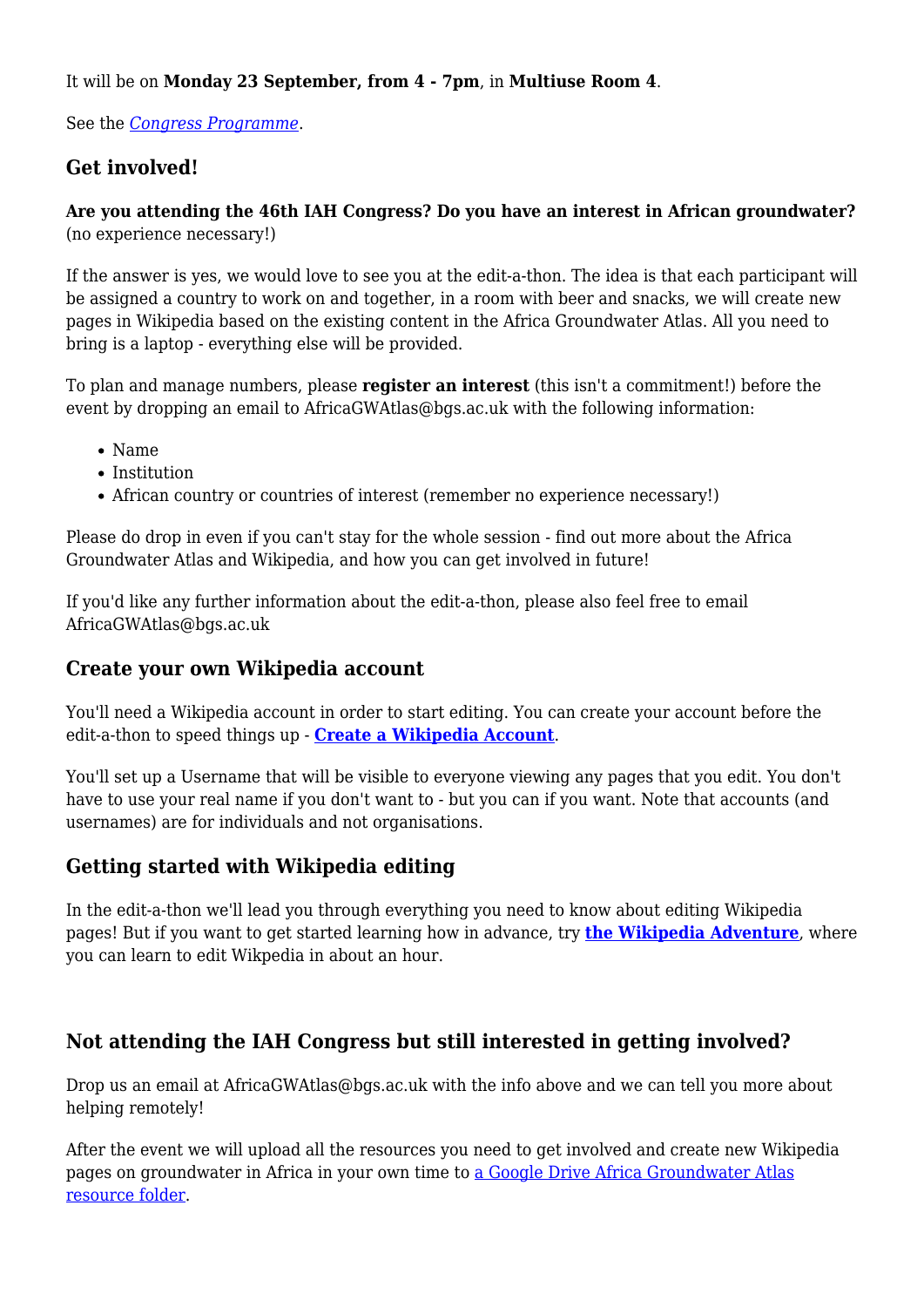It will be on **Monday 23 September, from 4 - 7pm**, in **Multiuse Room 4**.

See the *Congress Programme*.

## Get involved!

**Are you attending the 46th IAH Congress? Do you have an interest in African groundwater?** (no experience necessary!)

If the answer is yes, we would love to see you at the edit-a-thon. The idea is that each participant will be assigned a country to work on and together, in a room with beer and snacks, we will create new pages in Wikipedia based on the existing content in the Africa Groundwater Atlas. All you need to bring is a laptop - everything else will be provided.

To plan and manage numbers, please **register an interest** (this isn't a commitment!) before the event by dropping an email to AfricaGWAtlas@bgs.ac.uk with the following information:

- Name
- Institution
- African country or countries of interest (remember no experience necessary!)

Please do drop in even if you can't stay for the whole session - find out more about the Africa Groundwater Atlas and Wikipedia, and how you can get involved in future!

If you'd like any further information about the edit-a-thon, please also feel free to email AfricaGWAtlas@bgs.ac.uk

## Create your own Wikipedia account

You'll need a Wikipedia account in order to start editing. You can create your account before the edit-a-thon to speed things up - **Create a Wikipedia Account**.

You'll set up a Username that will be visible to everyone viewing any pages that you edit. You don't have to use your real name if you don't want to - but you can if you want. Note that accounts (and usernames) are for individuals and not organisations.

## Getting started with Wikipedia editing

In the edit-a-thon we'll lead you through everything you need to know about editing Wikipedia pages! But if you want to get started learning how in advance, try **the Wikipedia Adventure**, where you can learn to edit Wikpedia in about an hour.

## Not attending the IAH Congress but still interested in getting involved?

Drop us an email at AfricaGWAtlas@bgs.ac.uk with the info above and we can tell you more about helping remotely!

After the event we will upload all the resources you need to get involved and create new Wikipedia pages on groundwater in Africa in your own time to a Google Drive Africa Groundwater Atlas resource folder.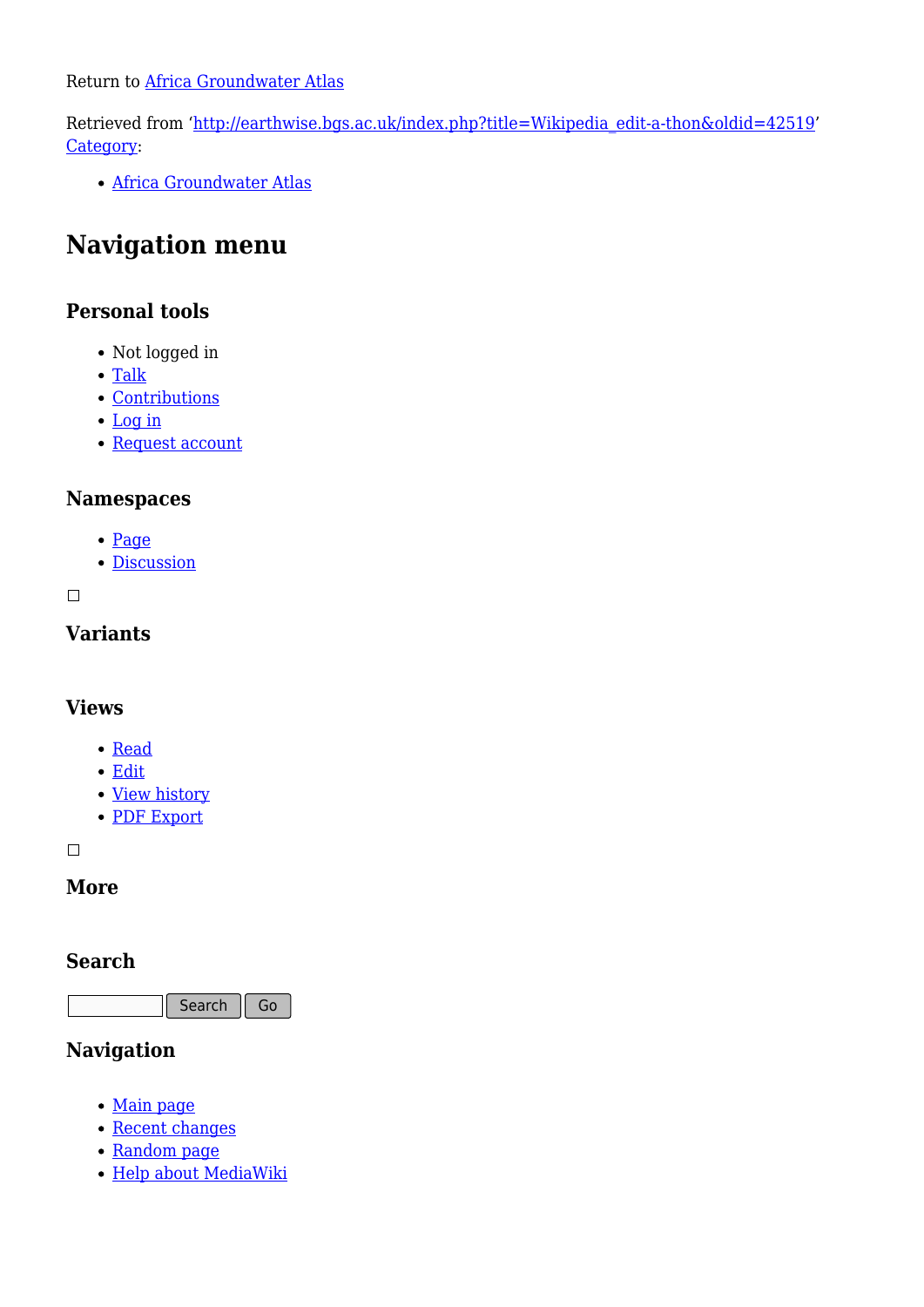Return to Africa Groundwater Atlas

Retrieved from 'http://earthwise.bgs.ac.uk/index.php?title=Wikipedia_edit-a-thon&oldid=42519'
Category:

- Africa Groundwater Atlas

# Navigation menu

### Personal tools

- Not logged in
- Talk
- Contributions
- Log in
- Request account

### Namespaces

- Page
- Discussion

### Variants

### Views

- Read
- Edit
- View history
- PDF Export

### More

### Search

Search Go

### Navigation

- Main page
- Recent changes
- Random page
- Help about MediaWiki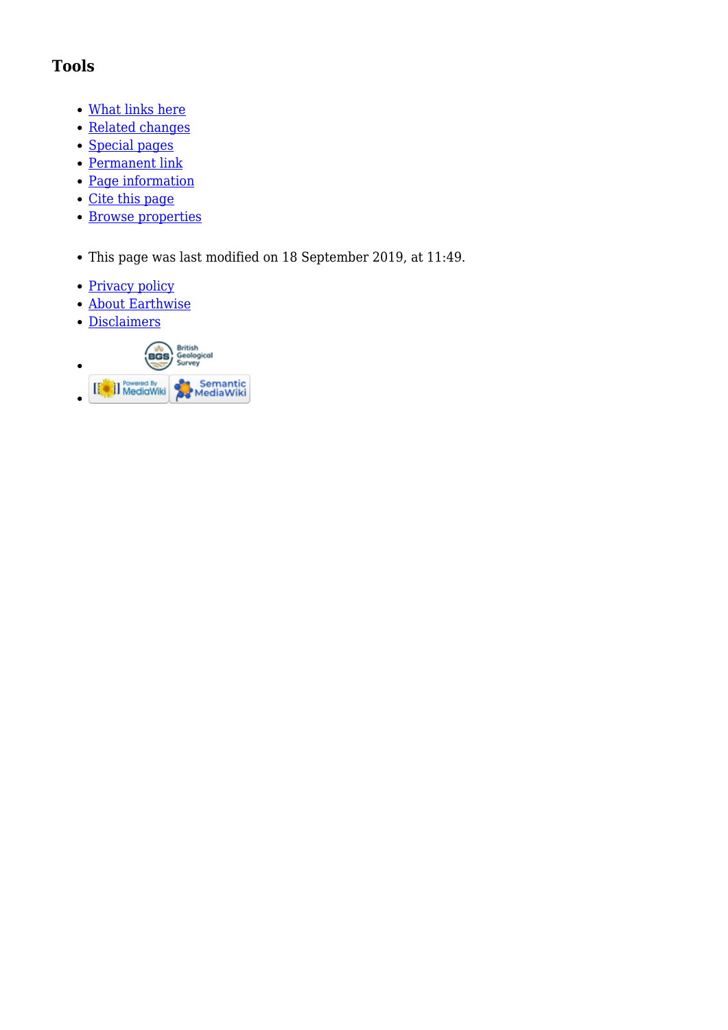## Tools

- What links here
- Related changes
- Special pages
- Permanent link
- Page information
- Cite this page
- Browse properties

- This page was last modified on 18 September 2019, at 11:49.

- Privacy policy
- About Earthwise
- Disclaimers